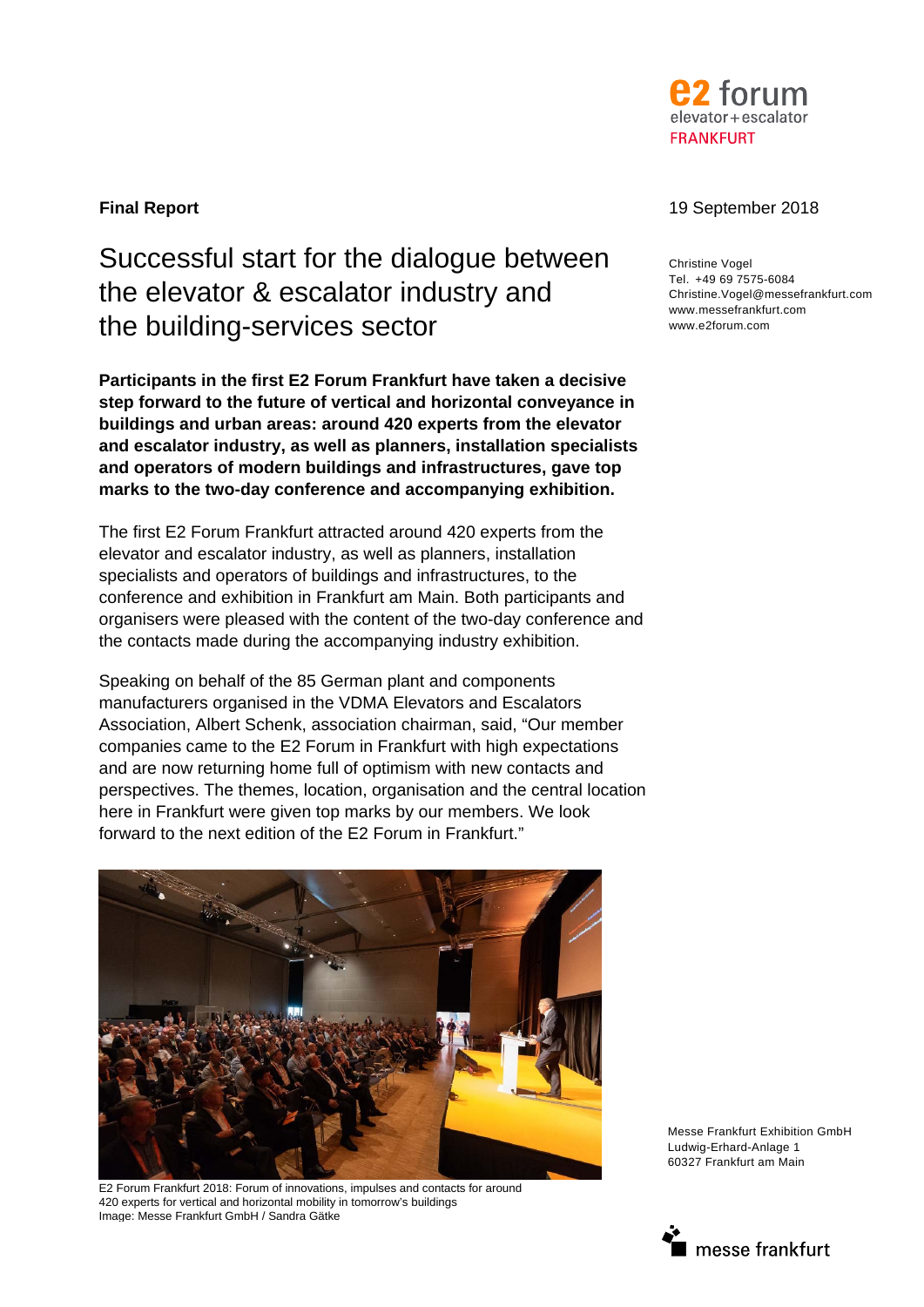e2 forum
elevator+escalator
FRANKFURT

**Final Report**

19 September 2018

Christine Vogel
Tel. +49 69 7575-6084
Christine.Vogel@messefrankfurt.com
www.messefrankfurt.com
www.e2forum.com

# Successful start for the dialogue between the elevator & escalator industry and the building-services sector

**Participants in the first E2 Forum Frankfurt have taken a decisive step forward to the future of vertical and horizontal conveyance in buildings and urban areas: around 420 experts from the elevator and escalator industry, as well as planners, installation specialists and operators of modern buildings and infrastructures, gave top marks to the two-day conference and accompanying exhibition.**

The first E2 Forum Frankfurt attracted around 420 experts from the elevator and escalator industry, as well as planners, installation specialists and operators of buildings and infrastructures, to the conference and exhibition in Frankfurt am Main. Both participants and organisers were pleased with the content of the two-day conference and the contacts made during the accompanying industry exhibition.

Speaking on behalf of the 85 German plant and components manufacturers organised in the VDMA Elevators and Escalators Association, Albert Schenk, association chairman, said, “Our member companies came to the E2 Forum in Frankfurt with high expectations and are now returning home full of optimism with new contacts and perspectives. The themes, location, organisation and the central location here in Frankfurt were given top marks by our members. We look forward to the next edition of the E2 Forum in Frankfurt.”

E2 Forum Frankfurt 2018: Forum of innovations, impulses and contacts for around 420 experts for vertical and horizontal mobility in tomorrow’s buildings
Image: Messe Frankfurt GmbH / Sandra Gätke

Messe Frankfurt Exhibition GmbH
Ludwig-Erhard-Anlage 1
60327 Frankfurt am Main

messe frankfurt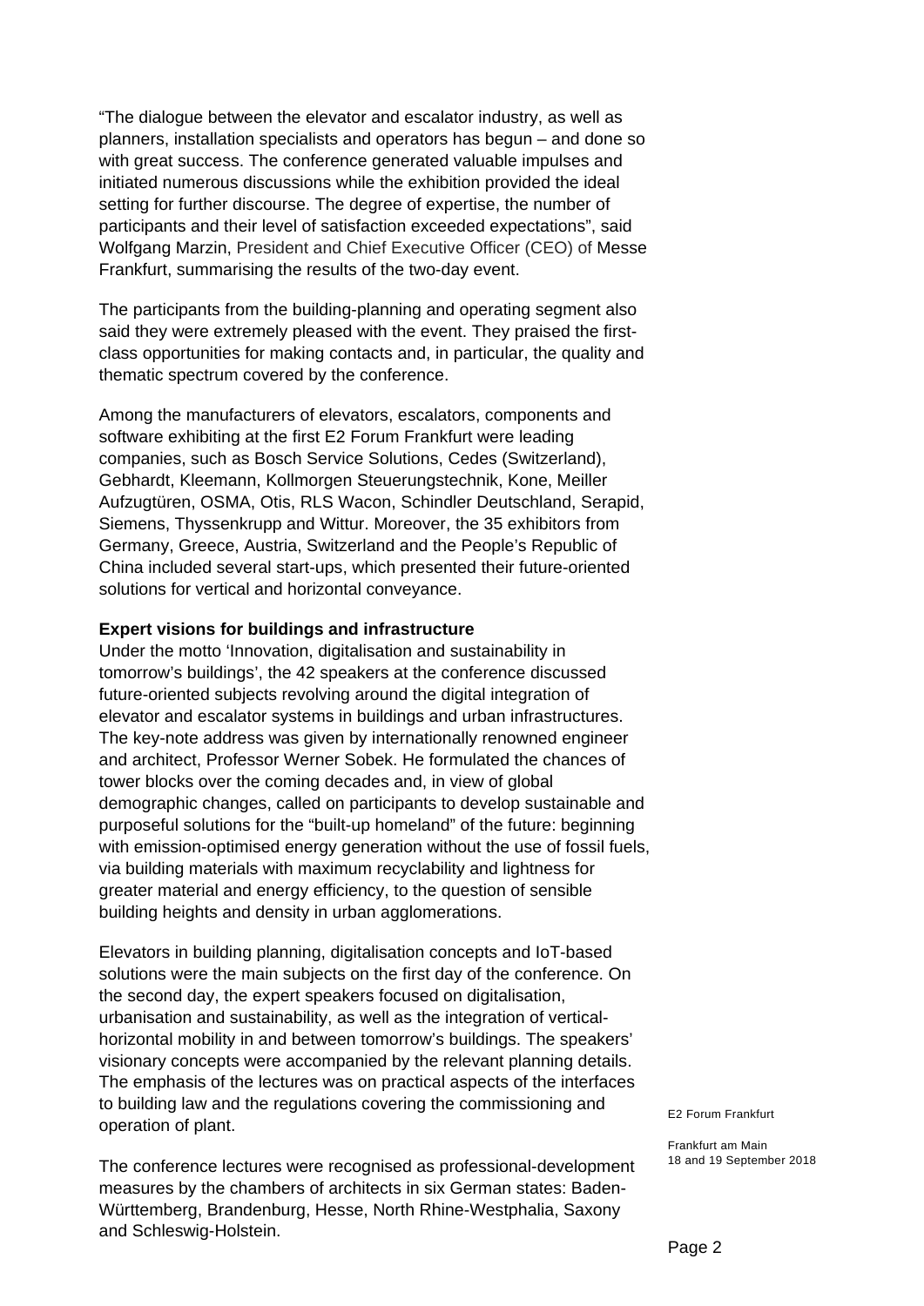"The dialogue between the elevator and escalator industry, as well as planners, installation specialists and operators has begun – and done so with great success. The conference generated valuable impulses and initiated numerous discussions while the exhibition provided the ideal setting for further discourse. The degree of expertise, the number of participants and their level of satisfaction exceeded expectations", said Wolfgang Marzin, President and Chief Executive Officer (CEO) of Messe Frankfurt, summarising the results of the two-day event.

The participants from the building-planning and operating segment also said they were extremely pleased with the event. They praised the first-class opportunities for making contacts and, in particular, the quality and thematic spectrum covered by the conference.

Among the manufacturers of elevators, escalators, components and software exhibiting at the first E2 Forum Frankfurt were leading companies, such as Bosch Service Solutions, Cedes (Switzerland), Gebhardt, Kleemann, Kollmorgen Steuerungstechnik, Kone, Meiller Aufzugtüren, OSMA, Otis, RLS Wacon, Schindler Deutschland, Serapid, Siemens, Thyssenkrupp and Wittur. Moreover, the 35 exhibitors from Germany, Greece, Austria, Switzerland and the People's Republic of China included several start-ups, which presented their future-oriented solutions for vertical and horizontal conveyance.

**Expert visions for buildings and infrastructure**

Under the motto 'Innovation, digitalisation and sustainability in tomorrow's buildings', the 42 speakers at the conference discussed future-oriented subjects revolving around the digital integration of elevator and escalator systems in buildings and urban infrastructures. The key-note address was given by internationally renowned engineer and architect, Professor Werner Sobek. He formulated the chances of tower blocks over the coming decades and, in view of global demographic changes, called on participants to develop sustainable and purposeful solutions for the "built-up homeland" of the future: beginning with emission-optimised energy generation without the use of fossil fuels, via building materials with maximum recyclability and lightness for greater material and energy efficiency, to the question of sensible building heights and density in urban agglomerations.

Elevators in building planning, digitalisation concepts and IoT-based solutions were the main subjects on the first day of the conference. On the second day, the expert speakers focused on digitalisation, urbanisation and sustainability, as well as the integration of vertical-horizontal mobility in and between tomorrow's buildings. The speakers' visionary concepts were accompanied by the relevant planning details. The emphasis of the lectures was on practical aspects of the interfaces to building law and the regulations covering the commissioning and operation of plant.

The conference lectures were recognised as professional-development measures by the chambers of architects in six German states: Baden-Württemberg, Brandenburg, Hesse, North Rhine-Westphalia, Saxony and Schleswig-Holstein.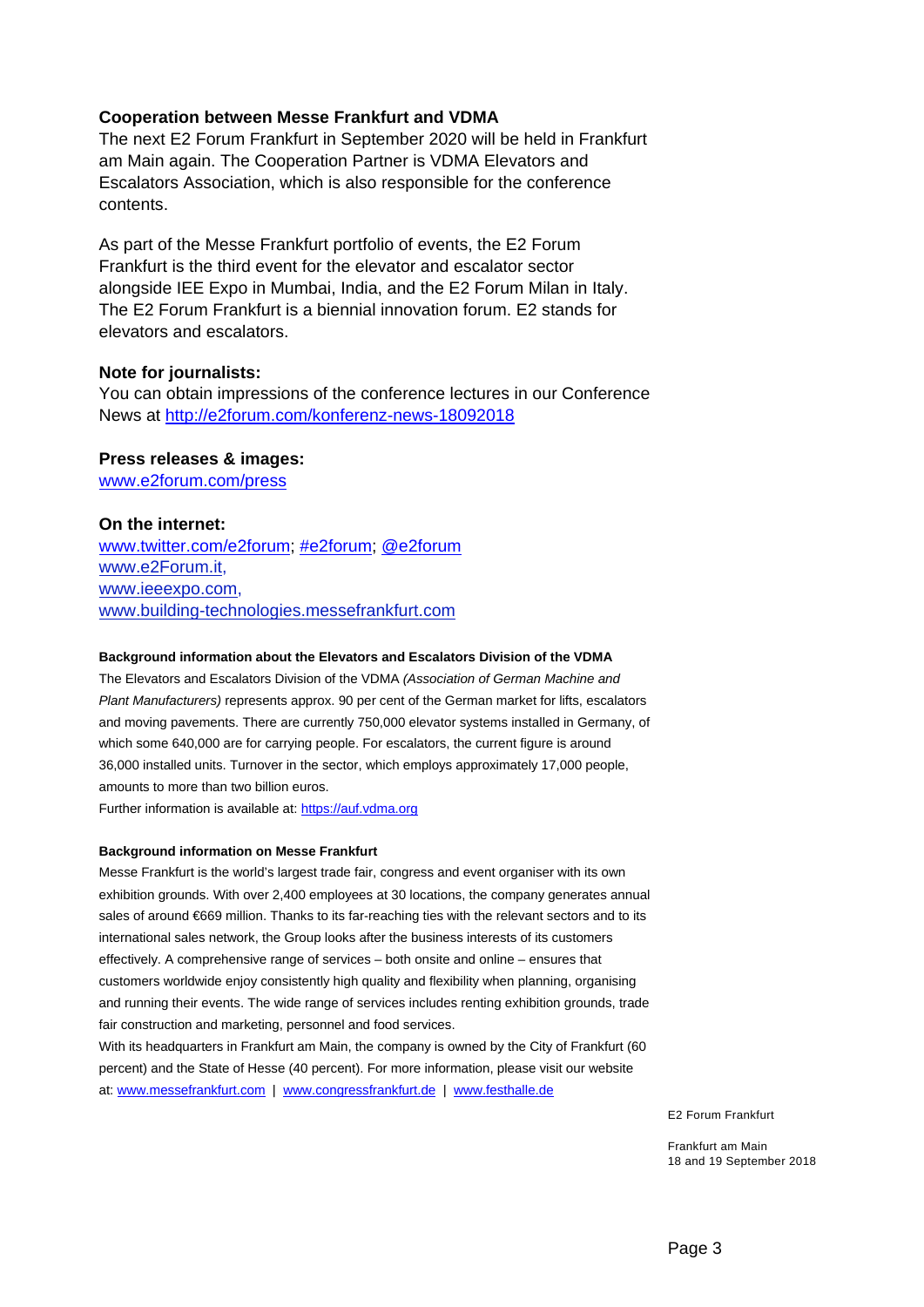**Cooperation between Messe Frankfurt and VDMA**

The next E2 Forum Frankfurt in September 2020 will be held in Frankfurt am Main again. The Cooperation Partner is VDMA Elevators and Escalators Association, which is also responsible for the conference contents.

As part of the Messe Frankfurt portfolio of events, the E2 Forum Frankfurt is the third event for the elevator and escalator sector alongside IEE Expo in Mumbai, India, and the E2 Forum Milan in Italy. The E2 Forum Frankfurt is a biennial innovation forum. E2 stands for elevators and escalators.

**Note for journalists:**

You can obtain impressions of the conference lectures in our Conference News at http://e2forum.com/konferenz-news-18092018

**Press releases & images:**

www.e2forum.com/press

**On the internet:**

www.twitter.com/e2forum; #e2forum; @e2forum
www.e2Forum.it,
www.ieeexpo.com,
www.building-technologies.messefrankfurt.com

**Background information about the Elevators and Escalators Division of the VDMA**

The Elevators and Escalators Division of the VDMA *(Association of German Machine and Plant Manufacturers)* represents approx. 90 per cent of the German market for lifts, escalators and moving pavements. There are currently 750,000 elevator systems installed in Germany, of which some 640,000 are for carrying people. For escalators, the current figure is around 36,000 installed units. Turnover in the sector, which employs approximately 17,000 people, amounts to more than two billion euros.
Further information is available at: https://auf.vdma.org

**Background information on Messe Frankfurt**

Messe Frankfurt is the world's largest trade fair, congress and event organiser with its own exhibition grounds. With over 2,400 employees at 30 locations, the company generates annual sales of around €669 million. Thanks to its far-reaching ties with the relevant sectors and to its international sales network, the Group looks after the business interests of its customers effectively. A comprehensive range of services – both onsite and online – ensures that customers worldwide enjoy consistently high quality and flexibility when planning, organising and running their events. The wide range of services includes renting exhibition grounds, trade fair construction and marketing, personnel and food services.
With its headquarters in Frankfurt am Main, the company is owned by the City of Frankfurt (60 percent) and the State of Hesse (40 percent). For more information, please visit our website at: www.messefrankfurt.com | www.congressfrankfurt.de | www.festhalle.de

E2 Forum Frankfurt

Frankfurt am Main
18 and 19 September 2018